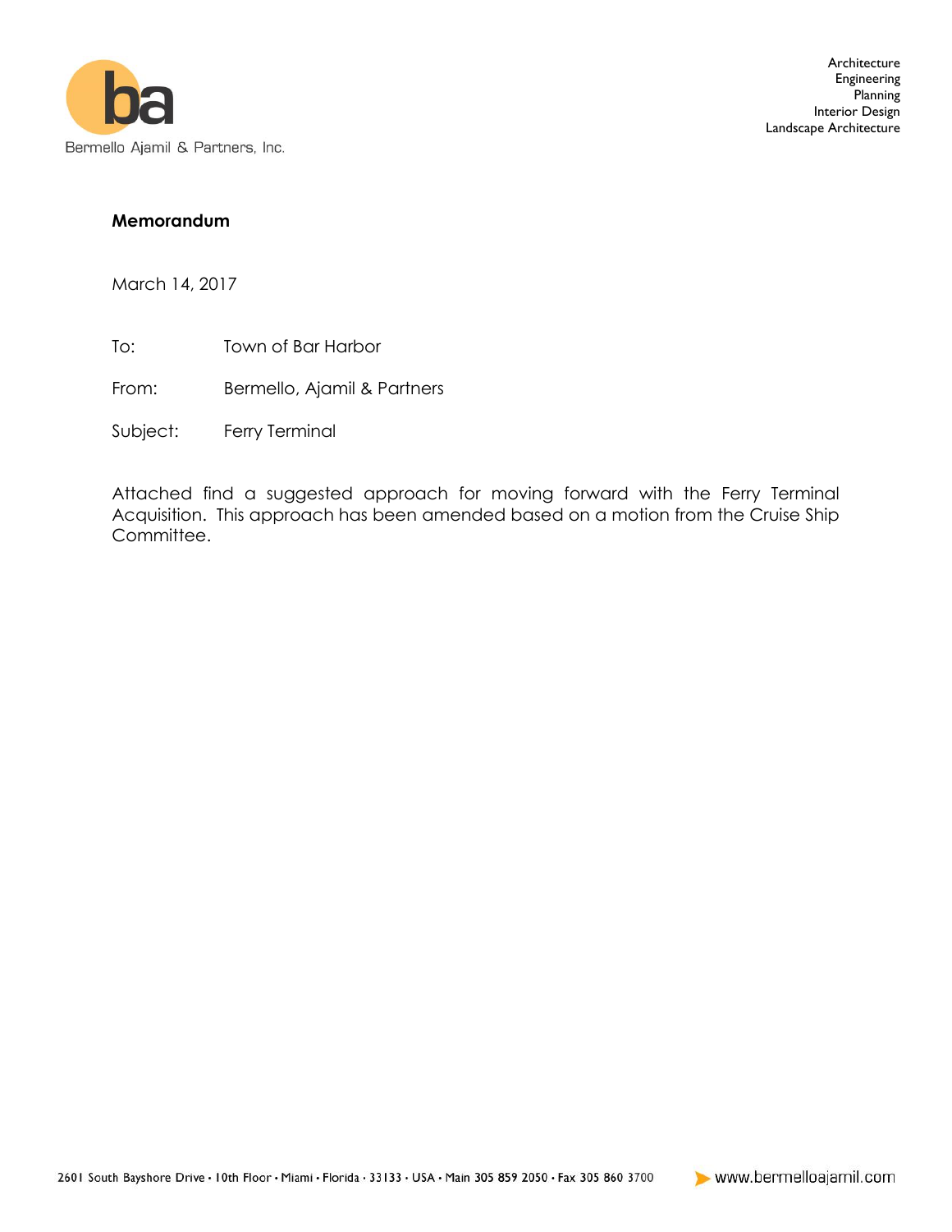Bermello Ajamil & Partners, Inc.

Architecture
Engineering
Planning
Interior Design
Landscape Architecture

**Memorandum**

March 14, 2017

To: Town of Bar Harbor

From: Bermello, Ajamil & Partners

Subject: Ferry Terminal

Attached find a suggested approach for moving forward with the Ferry Terminal Acquisition. This approach has been amended based on a motion from the Cruise Ship Committee.

2601 South Bayshore Drive • 10th Floor • Miami • Florida • 33133 • USA • Main 305 859 2050 • Fax 305 860 3700 www.bermelloajamil.com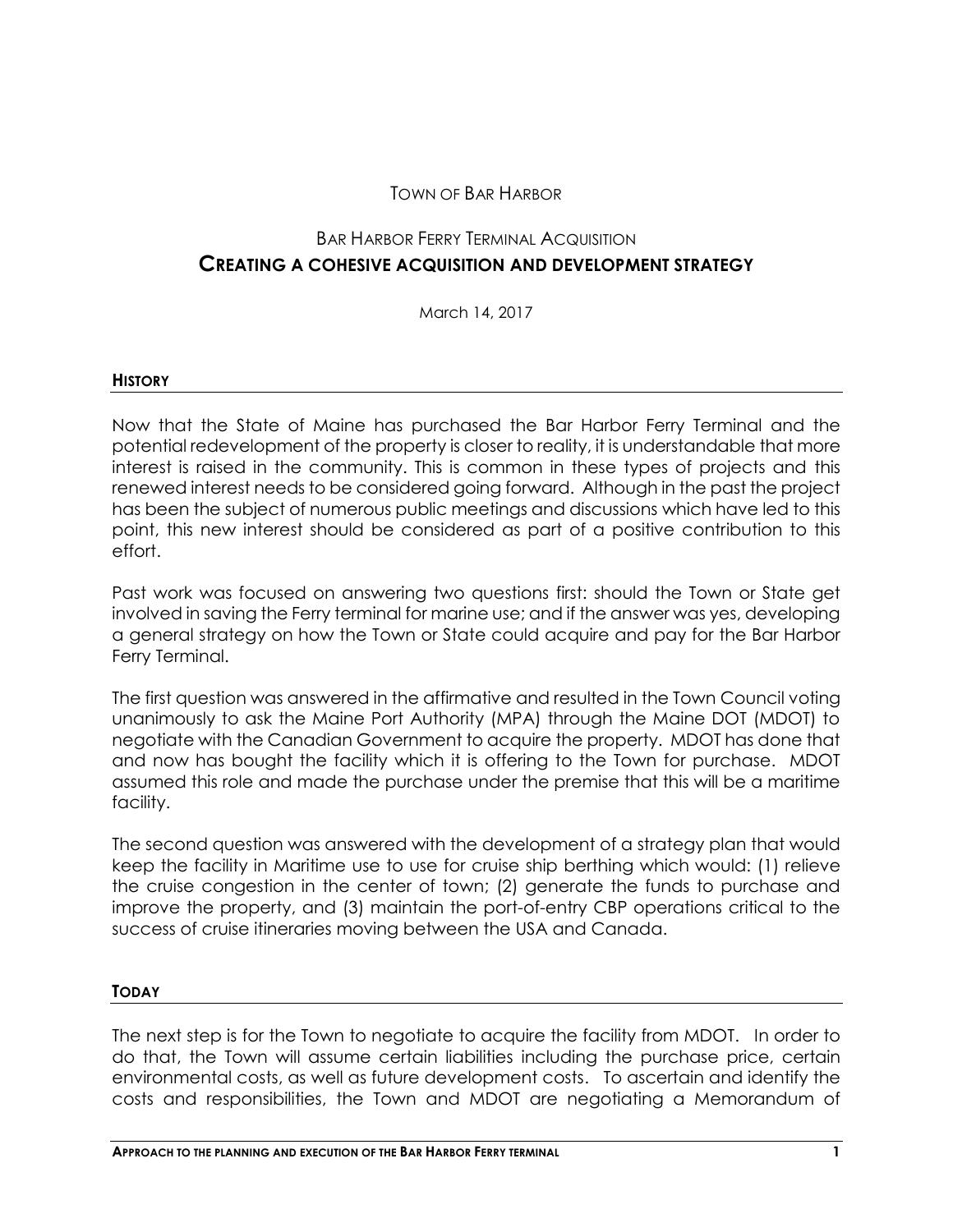TOWN OF BAR HARBOR

BAR HARBOR FERRY TERMINAL ACQUISITION

# CREATING A COHESIVE ACQUISITION AND DEVELOPMENT STRATEGY

March 14, 2017

## HISTORY

Now that the State of Maine has purchased the Bar Harbor Ferry Terminal and the potential redevelopment of the property is closer to reality, it is understandable that more interest is raised in the community. This is common in these types of projects and this renewed interest needs to be considered going forward. Although in the past the project has been the subject of numerous public meetings and discussions which have led to this point, this new interest should be considered as part of a positive contribution to this effort.

Past work was focused on answering two questions first: should the Town or State get involved in saving the Ferry terminal for marine use; and if the answer was yes, developing a general strategy on how the Town or State could acquire and pay for the Bar Harbor Ferry Terminal.

The first question was answered in the affirmative and resulted in the Town Council voting unanimously to ask the Maine Port Authority (MPA) through the Maine DOT (MDOT) to negotiate with the Canadian Government to acquire the property. MDOT has done that and now has bought the facility which it is offering to the Town for purchase. MDOT assumed this role and made the purchase under the premise that this will be a maritime facility.

The second question was answered with the development of a strategy plan that would keep the facility in Maritime use to use for cruise ship berthing which would: (1) relieve the cruise congestion in the center of town; (2) generate the funds to purchase and improve the property, and (3) maintain the port-of-entry CBP operations critical to the success of cruise itineraries moving between the USA and Canada.

## TODAY

The next step is for the Town to negotiate to acquire the facility from MDOT. In order to do that, the Town will assume certain liabilities including the purchase price, certain environmental costs, as well as future development costs. To ascertain and identify the costs and responsibilities, the Town and MDOT are negotiating a Memorandum of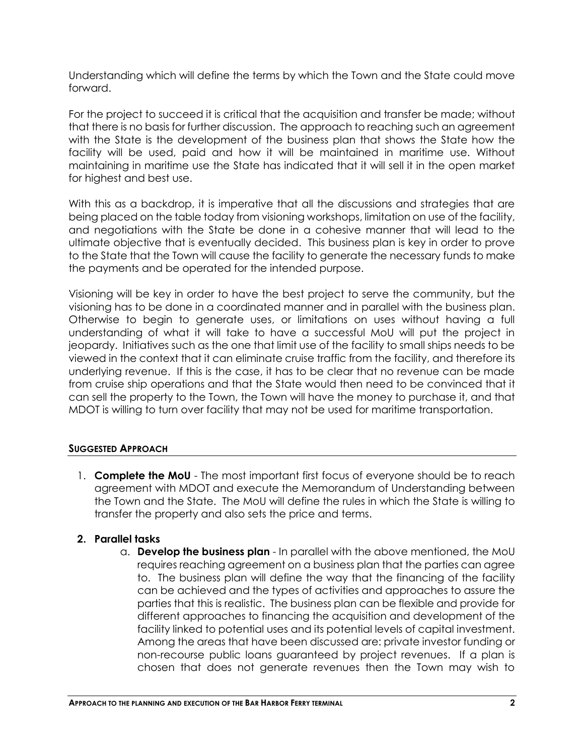Understanding which will define the terms by which the Town and the State could move forward.

For the project to succeed it is critical that the acquisition and transfer be made; without that there is no basis for further discussion. The approach to reaching such an agreement with the State is the development of the business plan that shows the State how the facility will be used, paid and how it will be maintained in maritime use. Without maintaining in maritime use the State has indicated that it will sell it in the open market for highest and best use.

With this as a backdrop, it is imperative that all the discussions and strategies that are being placed on the table today from visioning workshops, limitation on use of the facility, and negotiations with the State be done in a cohesive manner that will lead to the ultimate objective that is eventually decided. This business plan is key in order to prove to the State that the Town will cause the facility to generate the necessary funds to make the payments and be operated for the intended purpose.

Visioning will be key in order to have the best project to serve the community, but the visioning has to be done in a coordinated manner and in parallel with the business plan. Otherwise to begin to generate uses, or limitations on uses without having a full understanding of what it will take to have a successful MoU will put the project in jeopardy. Initiatives such as the one that limit use of the facility to small ships needs to be viewed in the context that it can eliminate cruise traffic from the facility, and therefore its underlying revenue. If this is the case, it has to be clear that no revenue can be made from cruise ship operations and that the State would then need to be convinced that it can sell the property to the Town, the Town will have the money to purchase it, and that MDOT is willing to turn over facility that may not be used for maritime transportation.

## SUGGESTED APPROACH

1. **Complete the MoU** - The most important first focus of everyone should be to reach agreement with MDOT and execute the Memorandum of Understanding between the Town and the State. The MoU will define the rules in which the State is willing to transfer the property and also sets the price and terms.

2. **Parallel tasks**
   a. **Develop the business plan** - In parallel with the above mentioned, the MoU requires reaching agreement on a business plan that the parties can agree to. The business plan will define the way that the financing of the facility can be achieved and the types of activities and approaches to assure the parties that this is realistic. The business plan can be flexible and provide for different approaches to financing the acquisition and development of the facility linked to potential uses and its potential levels of capital investment. Among the areas that have been discussed are: private investor funding or non-recourse public loans guaranteed by project revenues. If a plan is chosen that does not generate revenues then the Town may wish to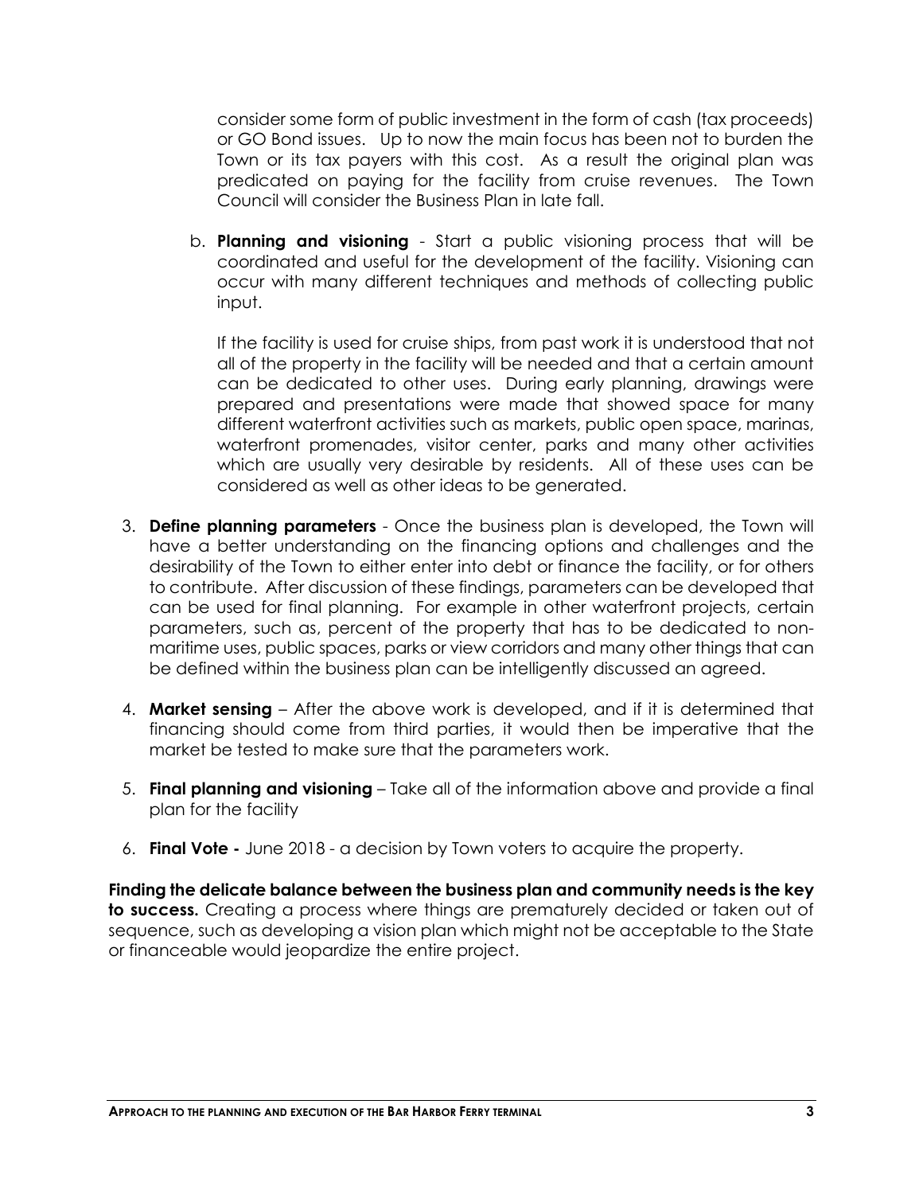consider some form of public investment in the form of cash (tax proceeds) or GO Bond issues. Up to now the main focus has been not to burden the Town or its tax payers with this cost. As a result the original plan was predicated on paying for the facility from cruise revenues. The Town Council will consider the Business Plan in late fall.

b. **Planning and visioning** - Start a public visioning process that will be coordinated and useful for the development of the facility. Visioning can occur with many different techniques and methods of collecting public input.

   If the facility is used for cruise ships, from past work it is understood that not all of the property in the facility will be needed and that a certain amount can be dedicated to other uses. During early planning, drawings were prepared and presentations were made that showed space for many different waterfront activities such as markets, public open space, marinas, waterfront promenades, visitor center, parks and many other activities which are usually very desirable by residents. All of these uses can be considered as well as other ideas to be generated.

3. **Define planning parameters** - Once the business plan is developed, the Town will have a better understanding on the financing options and challenges and the desirability of the Town to either enter into debt or finance the facility, or for others to contribute. After discussion of these findings, parameters can be developed that can be used for final planning. For example in other waterfront projects, certain parameters, such as, percent of the property that has to be dedicated to non-maritime uses, public spaces, parks or view corridors and many other things that can be defined within the business plan can be intelligently discussed an agreed.

4. **Market sensing** – After the above work is developed, and if it is determined that financing should come from third parties, it would then be imperative that the market be tested to make sure that the parameters work.

5. **Final planning and visioning** – Take all of the information above and provide a final plan for the facility

6. **Final Vote -** June 2018 - a decision by Town voters to acquire the property.

**Finding the delicate balance between the business plan and community needs is the key to success.** Creating a process where things are prematurely decided or taken out of sequence, such as developing a vision plan which might not be acceptable to the State or financeable would jeopardize the entire project.